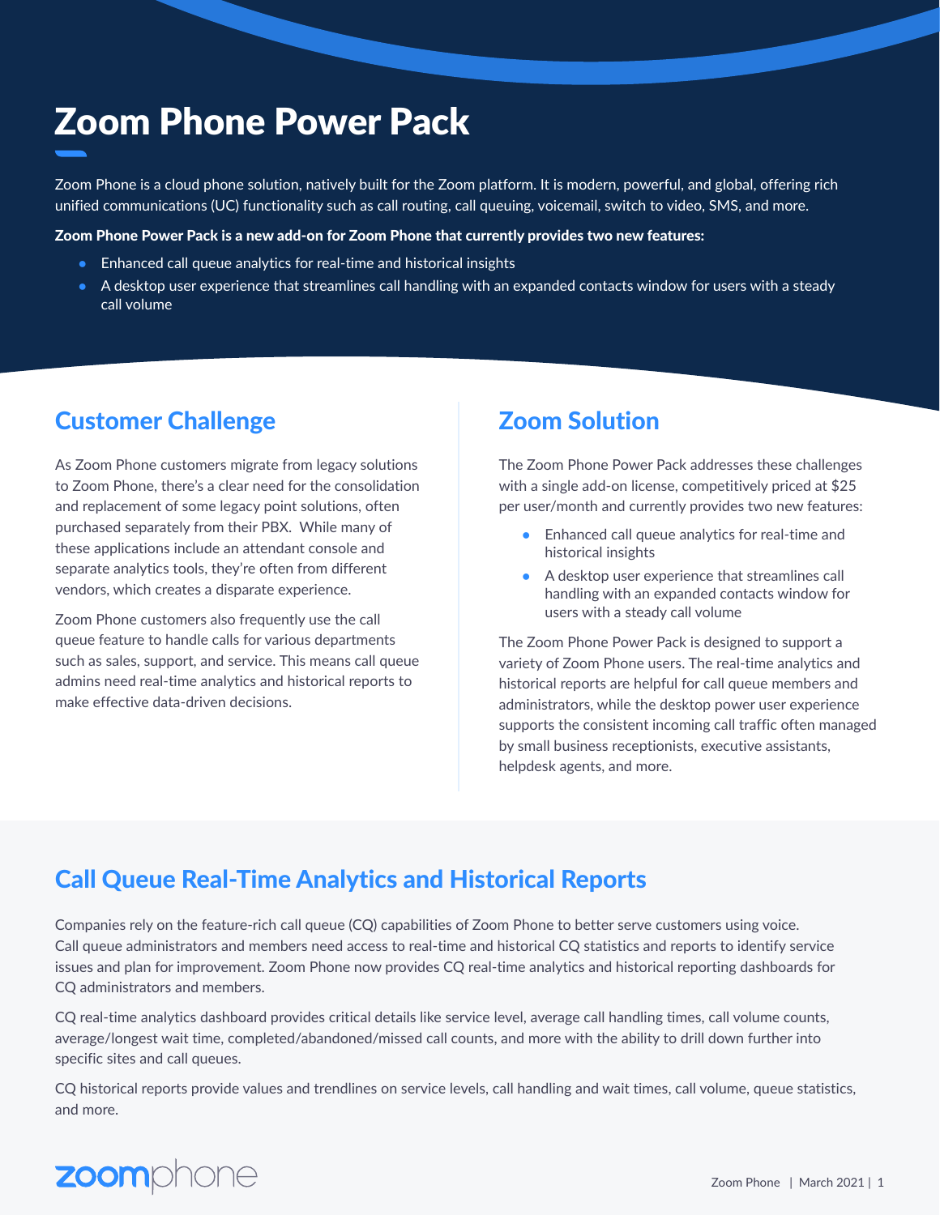# Zoom Phone Power Pack

Zoom Phone is a cloud phone solution, natively built for the Zoom platform. It is modern, powerful, and global, offering rich unified communications (UC) functionality such as call routing, call queuing, voicemail, switch to video, SMS, and more.

**Zoom Phone Power Pack is a new add-on for Zoom Phone that currently provides two new features:**

- Enhanced call queue analytics for real-time and historical insights
- A desktop user experience that streamlines call handling with an expanded contacts window for users with a steady call volume

## Customer Challenge

As Zoom Phone customers migrate from legacy solutions to Zoom Phone, there's a clear need for the consolidation and replacement of some legacy point solutions, often purchased separately from their PBX. While many of these applications include an attendant console and separate analytics tools, they're often from different vendors, which creates a disparate experience.

Zoom Phone customers also frequently use the call queue feature to handle calls for various departments such as sales, support, and service. This means call queue admins need real-time analytics and historical reports to make effective data-driven decisions.

## Zoom Solution

The Zoom Phone Power Pack addresses these challenges with a single add-on license, competitively priced at $25 per user/month and currently provides two new features:

- Enhanced call queue analytics for real-time and historical insights
- A desktop user experience that streamlines call handling with an expanded contacts window for users with a steady call volume

The Zoom Phone Power Pack is designed to support a variety of Zoom Phone users. The real-time analytics and historical reports are helpful for call queue members and administrators, while the desktop power user experience supports the consistent incoming call traffic often managed by small business receptionists, executive assistants, helpdesk agents, and more.

## Call Queue Real-Time Analytics and Historical Reports

Companies rely on the feature-rich call queue (CQ) capabilities of Zoom Phone to better serve customers using voice. Call queue administrators and members need access to real-time and historical CQ statistics and reports to identify service issues and plan for improvement. Zoom Phone now provides CQ real-time analytics and historical reporting dashboards for CQ administrators and members.

CQ real-time analytics dashboard provides critical details like service level, average call handling times, call volume counts, average/longest wait time, completed/abandoned/missed call counts, and more with the ability to drill down further into specific sites and call queues.

CQ historical reports provide values and trendlines on service levels, call handling and wait times, call volume, queue statistics, and more.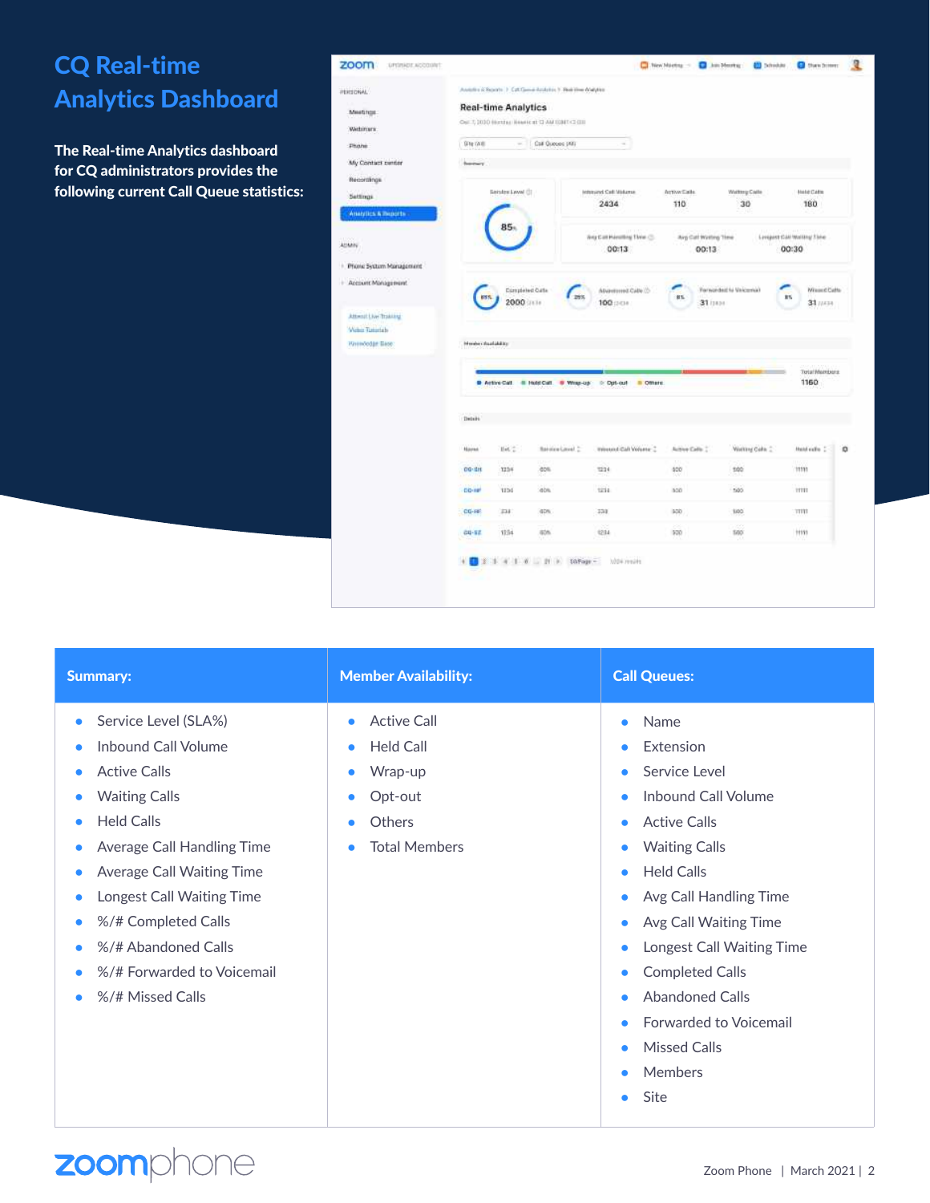# CQ Real-time Analytics Dashboard

**The Real-time Analytics dashboard for CQ administrators provides the following current Call Queue statistics:**

| Summary: | Member Availability: | Call Queues: |
|---|---|---|
| • Service Level (SLA%)<br>• Inbound Call Volume<br>• Active Calls<br>• Waiting Calls<br>• Held Calls<br>• Average Call Handling Time<br>• Average Call Waiting Time<br>• Longest Call Waiting Time<br>• %/# Completed Calls<br>• %/# Abandoned Calls<br>• %/# Forwarded to Voicemail<br>• %/# Missed Calls | • Active Call<br>• Held Call<br>• Wrap-up<br>• Opt-out<br>• Others<br>• Total Members | • Name<br>• Extension<br>• Service Level<br>• Inbound Call Volume<br>• Active Calls<br>• Waiting Calls<br>• Held Calls<br>• Avg Call Handling Time<br>• Avg Call Waiting Time<br>• Longest Call Waiting Time<br>• Completed Calls<br>• Abandoned Calls<br>• Forwarded to Voicemail<br>• Missed Calls<br>• Members<br>• Site |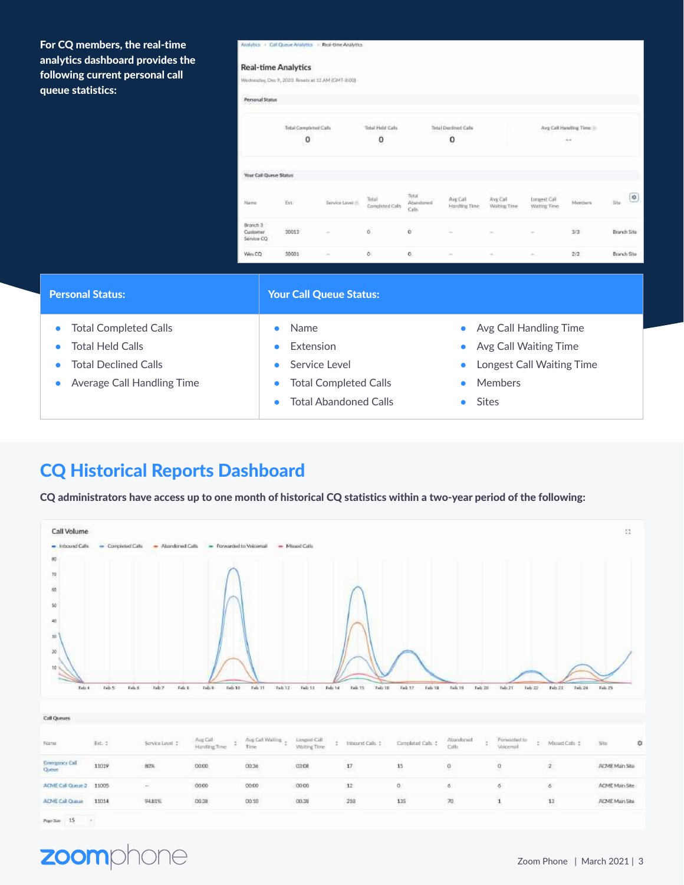For CQ members, the real-time analytics dashboard provides the following current personal call queue statistics:

| Personal Status: | Your Call Queue Status: | |
|---|---|---|
| • Total Completed Calls<br>• Total Held Calls<br>• Total Declined Calls<br>• Average Call Handling Time | • Name<br>• Extension<br>• Service Level<br>• Total Completed Calls<br>• Total Abandoned Calls | • Avg Call Handling Time<br>• Avg Call Waiting Time<br>• Longest Call Waiting Time<br>• Members<br>• Sites |

## CQ Historical Reports Dashboard

**CQ administrators have access up to one month of historical CQ statistics within a two-year period of the following:**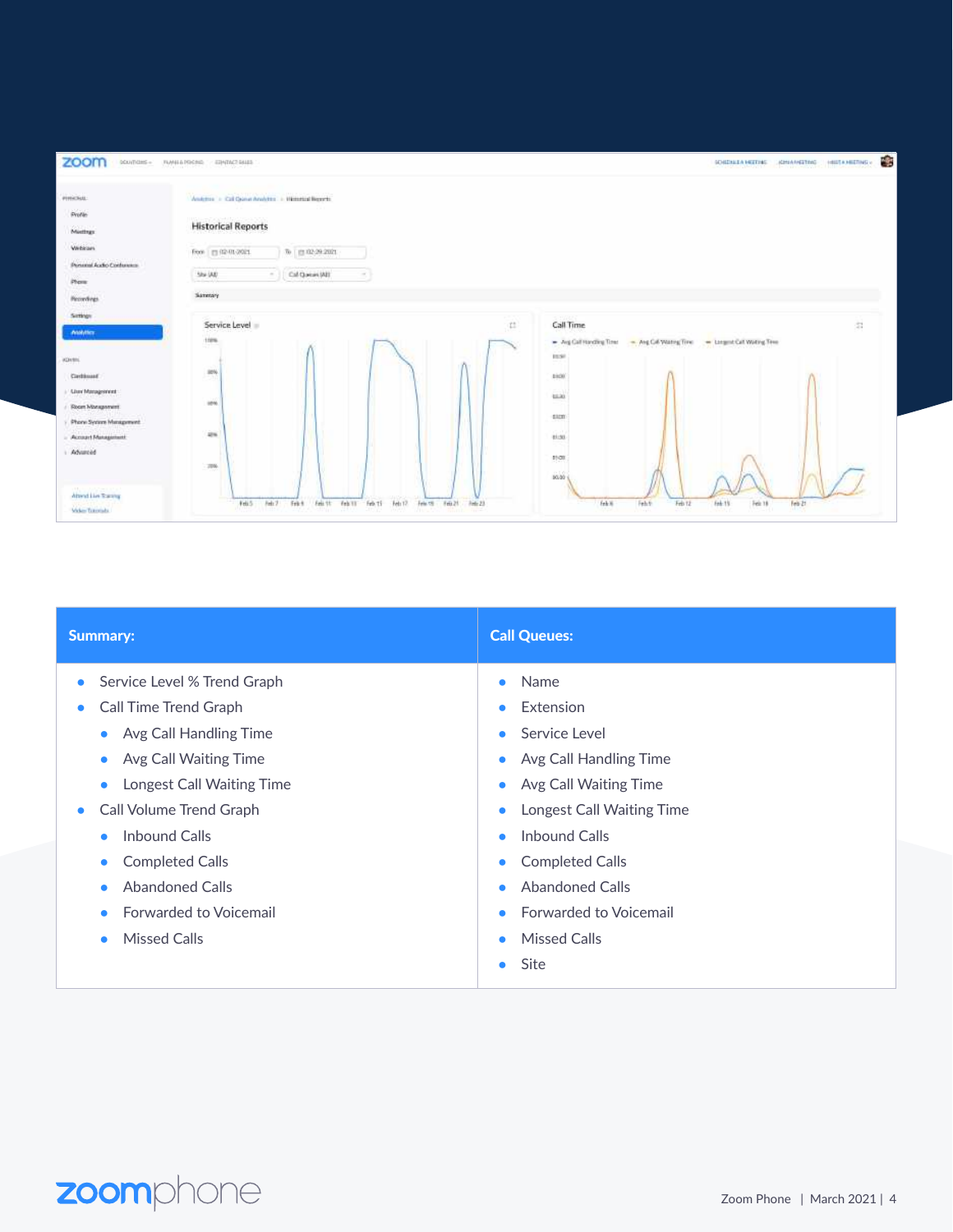| Summary: | Call Queues: |
| --- | --- |
| • Service Level % Trend Graph<br>• Call Time Trend Graph<br>  • Avg Call Handling Time<br>  • Avg Call Waiting Time<br>  • Longest Call Waiting Time<br>• Call Volume Trend Graph<br>  • Inbound Calls<br>  • Completed Calls<br>  • Abandoned Calls<br>  • Forwarded to Voicemail<br>  • Missed Calls | • Name<br>• Extension<br>• Service Level<br>• Avg Call Handling Time<br>• Avg Call Waiting Time<br>• Longest Call Waiting Time<br>• Inbound Calls<br>• Completed Calls<br>• Abandoned Calls<br>• Forwarded to Voicemail<br>• Missed Calls<br>• Site |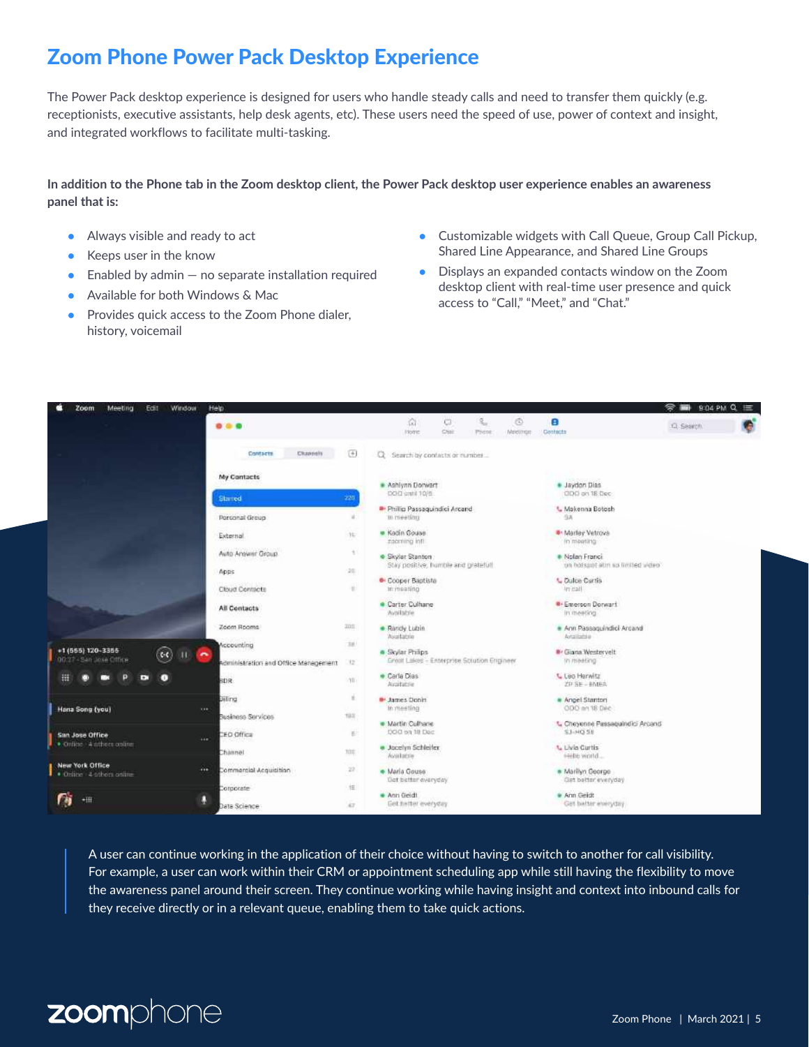# Zoom Phone Power Pack Desktop Experience

The Power Pack desktop experience is designed for users who handle steady calls and need to transfer them quickly (e.g. receptionists, executive assistants, help desk agents, etc). These users need the speed of use, power of context and insight, and integrated workflows to facilitate multi-tasking.

**In addition to the Phone tab in the Zoom desktop client, the Power Pack desktop user experience enables an awareness panel that is:**

- Always visible and ready to act
- Keeps user in the know
- Enabled by admin — no separate installation required
- Available for both Windows & Mac
- Provides quick access to the Zoom Phone dialer, history, voicemail
- Customizable widgets with Call Queue, Group Call Pickup, Shared Line Appearance, and Shared Line Groups
- Displays an expanded contacts window on the Zoom desktop client with real-time user presence and quick access to "Call," "Meet," and "Chat."

A user can continue working in the application of their choice without having to switch to another for call visibility. For example, a user can work within their CRM or appointment scheduling app while still having the flexibility to move the awareness panel around their screen. They continue working while having insight and context into inbound calls for they receive directly or in a relevant queue, enabling them to take quick actions.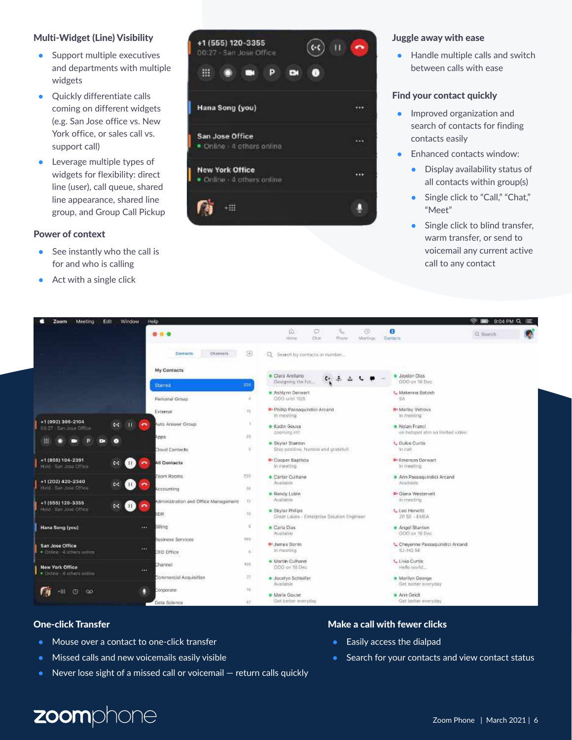### Multi-Widget (Line) Visibility

- Support multiple executives and departments with multiple widgets
- Quickly differentiate calls coming on different widgets (e.g. San Jose office vs. New York office, or sales call vs. support call)
- Leverage multiple types of widgets for flexibility: direct line (user), call queue, shared line appearance, shared line group, and Group Call Pickup

### Power of context

- See instantly who the call is for and who is calling
- Act with a single click

### Juggle away with ease

- Handle multiple calls and switch between calls with ease

### Find your contact quickly

- Improved organization and search of contacts for finding contacts easily
- Enhanced contacts window:
  - Display availability status of all contacts within group(s)
  - Single click to "Call," "Chat," "Meet"
  - Single click to blind transfer, warm transfer, or send to voicemail any current active call to any contact

### One-click Transfer

- Mouse over a contact to one-click transfer
- Missed calls and new voicemails easily visible
- Never lose sight of a missed call or voicemail — return calls quickly

### Make a call with fewer clicks

- Easily access the dialpad
- Search for your contacts and view contact status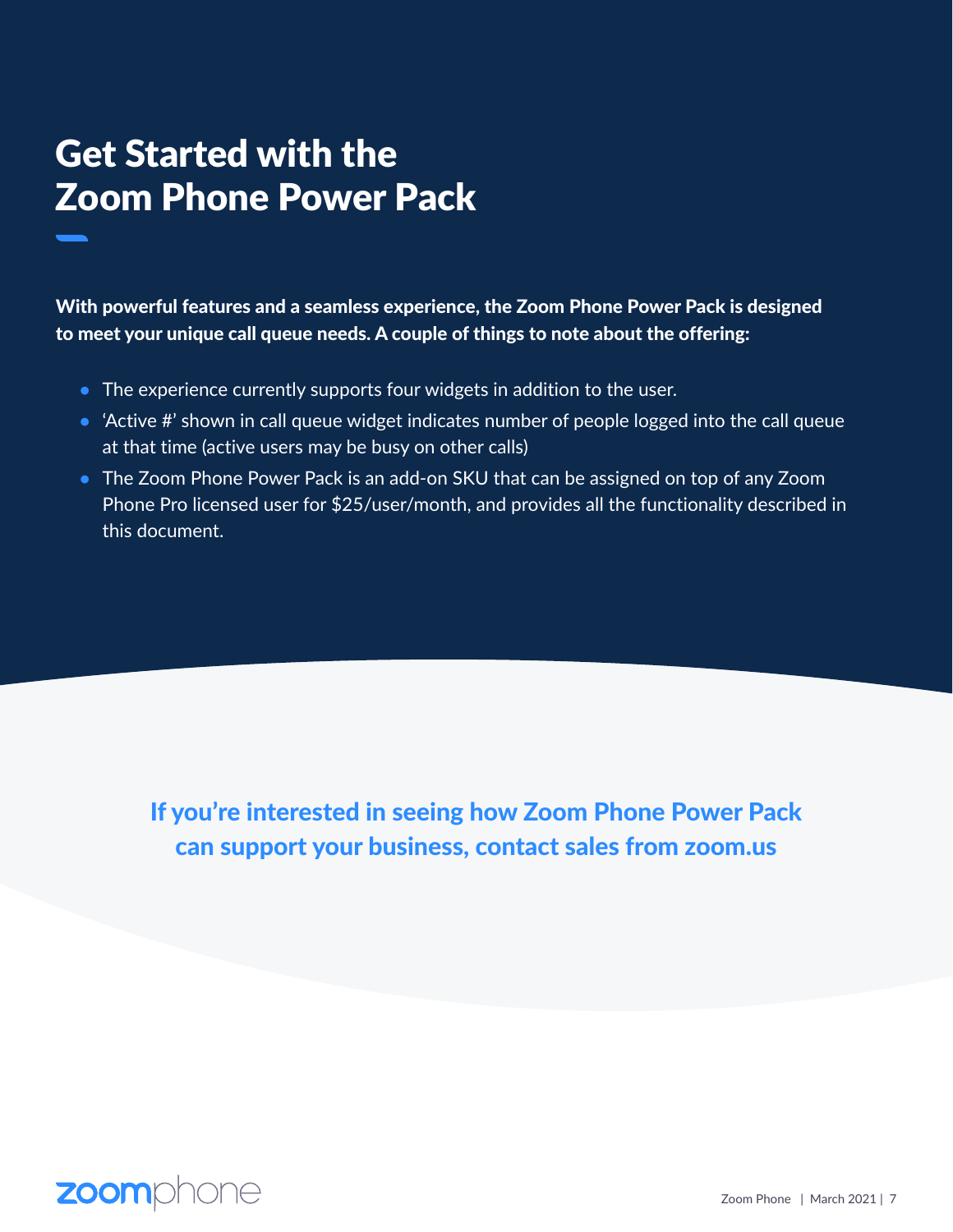# Get Started with the Zoom Phone Power Pack

**With powerful features and a seamless experience, the Zoom Phone Power Pack is designed to meet your unique call queue needs. A couple of things to note about the offering:**

- The experience currently supports four widgets in addition to the user.
- 'Active #' shown in call queue widget indicates number of people logged into the call queue at that time (active users may be busy on other calls)
- The Zoom Phone Power Pack is an add-on SKU that can be assigned on top of any Zoom Phone Pro licensed user for $25/user/month, and provides all the functionality described in this document.

**If you're interested in seeing how Zoom Phone Power Pack can support your business, contact sales from zoom.us**